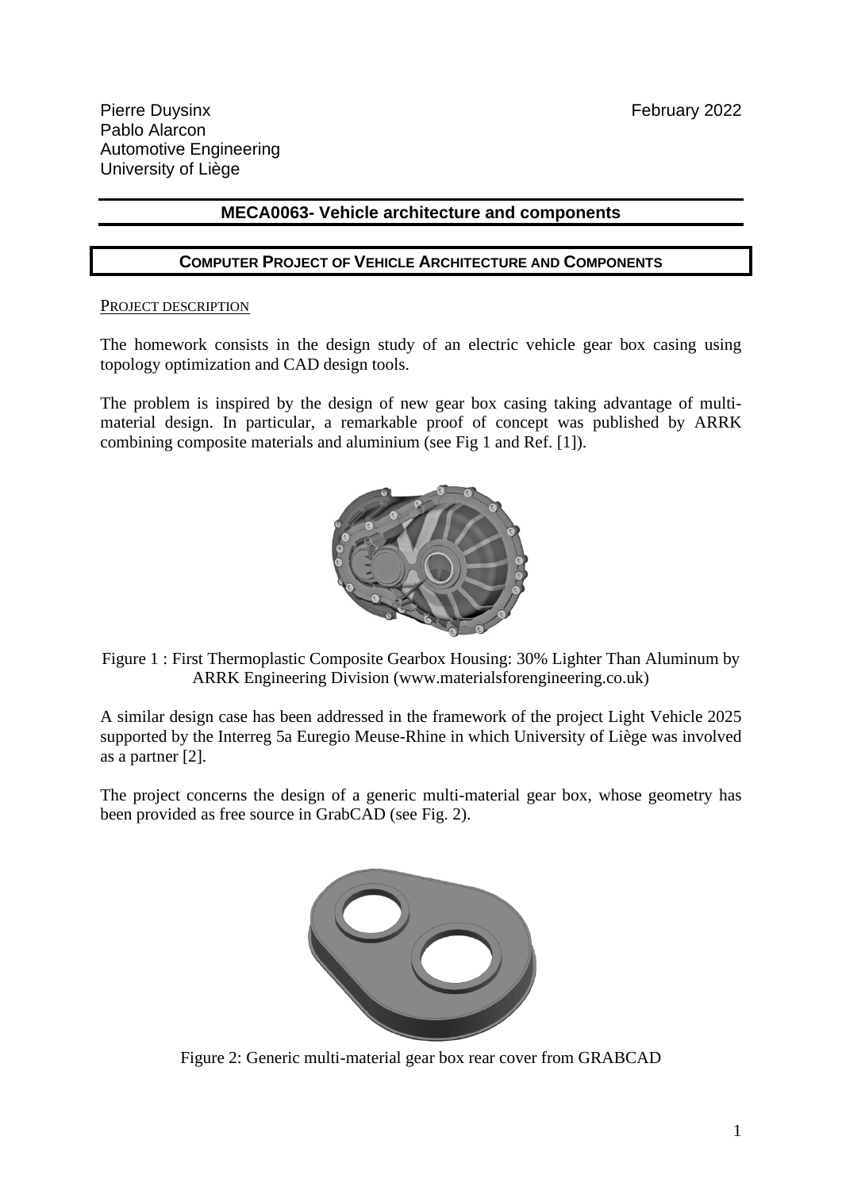Pierre Duysinx  
Pablo Alarcon  
Automotive Engineering  
University of Liège

February 2022

## MECA0063- Vehicle architecture and components

### COMPUTER PROJECT OF VEHICLE ARCHITECTURE AND COMPONENTS

PROJECT DESCRIPTION

The homework consists in the design study of an electric vehicle gear box casing using topology optimization and CAD design tools.

The problem is inspired by the design of new gear box casing taking advantage of multi-material design. In particular, a remarkable proof of concept was published by ARRK combining composite materials and aluminium (see Fig 1 and Ref. [1]).

Figure 1 : First Thermoplastic Composite Gearbox Housing: 30% Lighter Than Aluminum by ARRK Engineering Division (www.materialsforengineering.co.uk)

A similar design case has been addressed in the framework of the project Light Vehicle 2025 supported by the Interreg 5a Euregio Meuse-Rhine in which University of Liège was involved as a partner [2].

The project concerns the design of a generic multi-material gear box, whose geometry has been provided as free source in GrabCAD (see Fig. 2).

Figure 2: Generic multi-material gear box rear cover from GRABCAD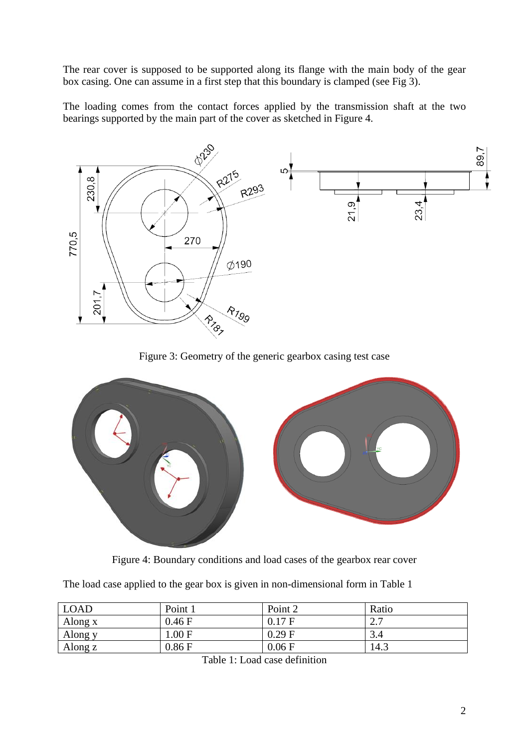The rear cover is supposed to be supported along its flange with the main body of the gear box casing. One can assume in a first step that this boundary is clamped (see Fig 3).

The loading comes from the contact forces applied by the transmission shaft at the two bearings supported by the main part of the cover as sketched in Figure 4.

Figure 3: Geometry of the generic gearbox casing test case

Figure 4: Boundary conditions and load cases of the gearbox rear cover

The load case applied to the gear box is given in non-dimensional form in Table 1

| LOAD | Point 1 | Point 2 | Ratio |
|---|---|---|---|
| Along x | 0.46 F | 0.17 F | 2.7 |
| Along y | 1.00 F | 0.29 F | 3.4 |
| Along z | 0.86 F | 0.06 F | 14.3 |

Table 1: Load case definition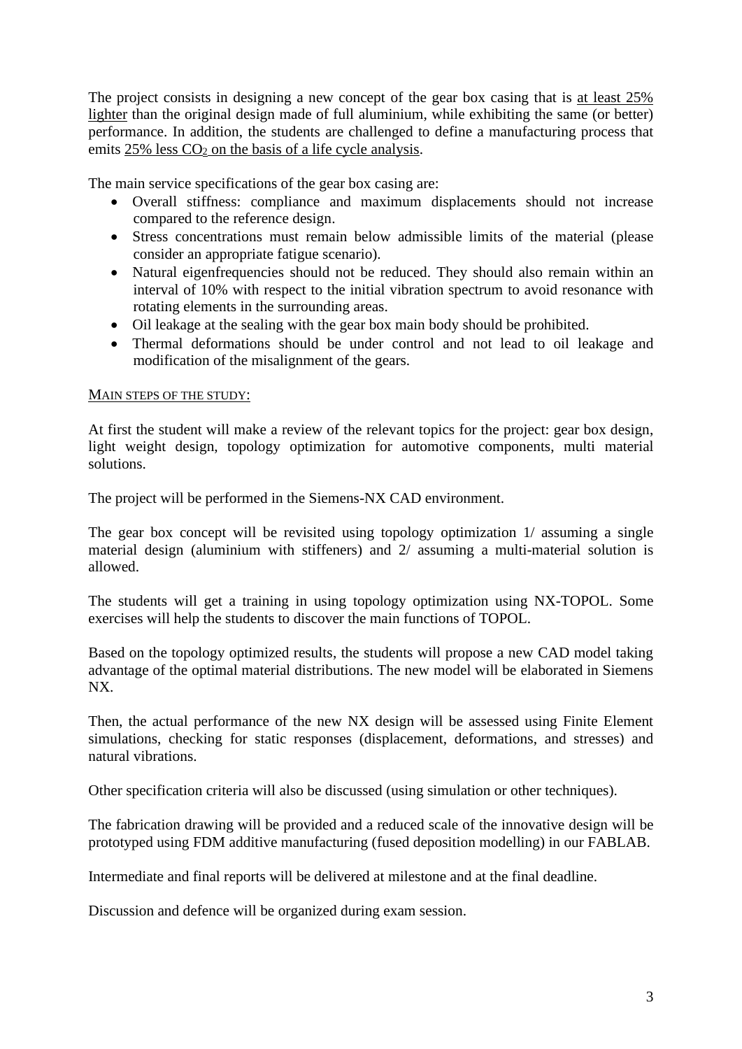The project consists in designing a new concept of the gear box casing that is <u>at least 25% lighter</u> than the original design made of full aluminium, while exhibiting the same (or better) performance. In addition, the students are challenged to define a manufacturing process that emits <u>25% less $CO_2$ on the basis of a life cycle analysis</u>.

The main service specifications of the gear box casing are:

- Overall stiffness: compliance and maximum displacements should not increase compared to the reference design.
- Stress concentrations must remain below admissible limits of the material (please consider an appropriate fatigue scenario).
- Natural eigenfrequencies should not be reduced. They should also remain within an interval of 10% with respect to the initial vibration spectrum to avoid resonance with rotating elements in the surrounding areas.
- Oil leakage at the sealing with the gear box main body should be prohibited.
- Thermal deformations should be under control and not lead to oil leakage and modification of the misalignment of the gears.

<u>MAIN STEPS OF THE STUDY:</u>

At first the student will make a review of the relevant topics for the project: gear box design, light weight design, topology optimization for automotive components, multi material solutions.

The project will be performed in the Siemens-NX CAD environment.

The gear box concept will be revisited using topology optimization 1/ assuming a single material design (aluminium with stiffeners) and 2/ assuming a multi-material solution is allowed.

The students will get a training in using topology optimization using NX-TOPOL. Some exercises will help the students to discover the main functions of TOPOL.

Based on the topology optimized results, the students will propose a new CAD model taking advantage of the optimal material distributions. The new model will be elaborated in Siemens NX.

Then, the actual performance of the new NX design will be assessed using Finite Element simulations, checking for static responses (displacement, deformations, and stresses) and natural vibrations.

Other specification criteria will also be discussed (using simulation or other techniques).

The fabrication drawing will be provided and a reduced scale of the innovative design will be prototyped using FDM additive manufacturing (fused deposition modelling) in our FABLAB.

Intermediate and final reports will be delivered at milestone and at the final deadline.

Discussion and defence will be organized during exam session.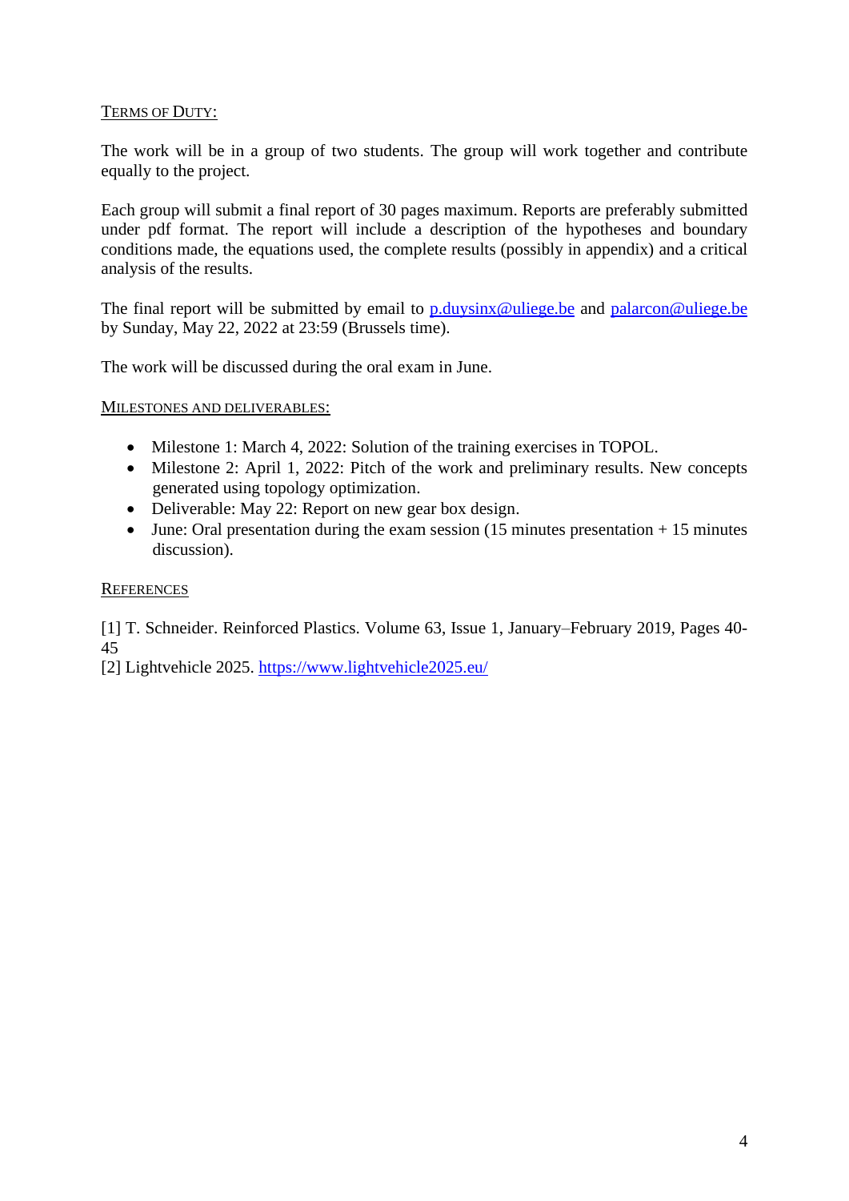## Terms of Duty:

The work will be in a group of two students. The group will work together and contribute equally to the project.

Each group will submit a final report of 30 pages maximum. Reports are preferably submitted under pdf format. The report will include a description of the hypotheses and boundary conditions made, the equations used, the complete results (possibly in appendix) and a critical analysis of the results.

The final report will be submitted by email to [p.duysinx@uliege.be](mailto:p.duysinx@uliege.be) and [palarcon@uliege.be](mailto:palarcon@uliege.be) by Sunday, May 22, 2022 at 23:59 (Brussels time).

The work will be discussed during the oral exam in June.

## Milestones and deliverables:

- Milestone 1: March 4, 2022: Solution of the training exercises in TOPOL.
- Milestone 2: April 1, 2022: Pitch of the work and preliminary results. New concepts generated using topology optimization.
- Deliverable: May 22: Report on new gear box design.
- June: Oral presentation during the exam session (15 minutes presentation + 15 minutes discussion).

## References

[1] T. Schneider. Reinforced Plastics. Volume 63, Issue 1, January–February 2019, Pages 40-45

[2] Lightvehicle 2025. https://www.lightvehicle2025.eu/